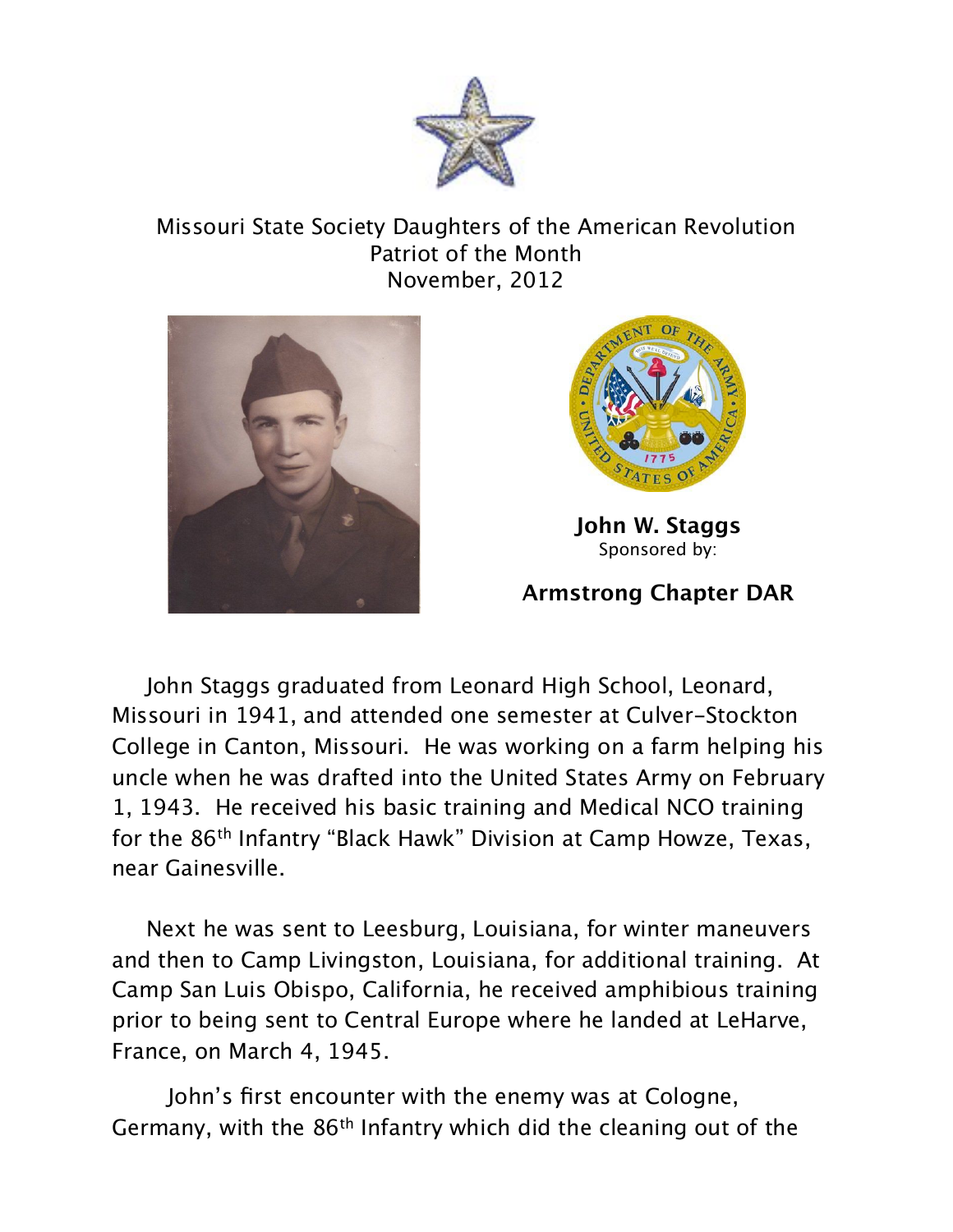Missouri State Society Daughters of the American Revolution
Patriot of the Month
November, 2012

**John W. Staggs**
Sponsored by:

**Armstrong Chapter DAR**

John Staggs graduated from Leonard High School, Leonard, Missouri in 1941, and attended one semester at Culver-Stockton College in Canton, Missouri. He was working on a farm helping his uncle when he was drafted into the United States Army on February 1, 1943. He received his basic training and Medical NCO training for the 86th Infantry "Black Hawk" Division at Camp Howze, Texas, near Gainesville.

Next he was sent to Leesburg, Louisiana, for winter maneuvers and then to Camp Livingston, Louisiana, for additional training. At Camp San Luis Obispo, California, he received amphibious training prior to being sent to Central Europe where he landed at LeHarve, France, on March 4, 1945.

John's first encounter with the enemy was at Cologne, Germany, with the 86th Infantry which did the cleaning out of the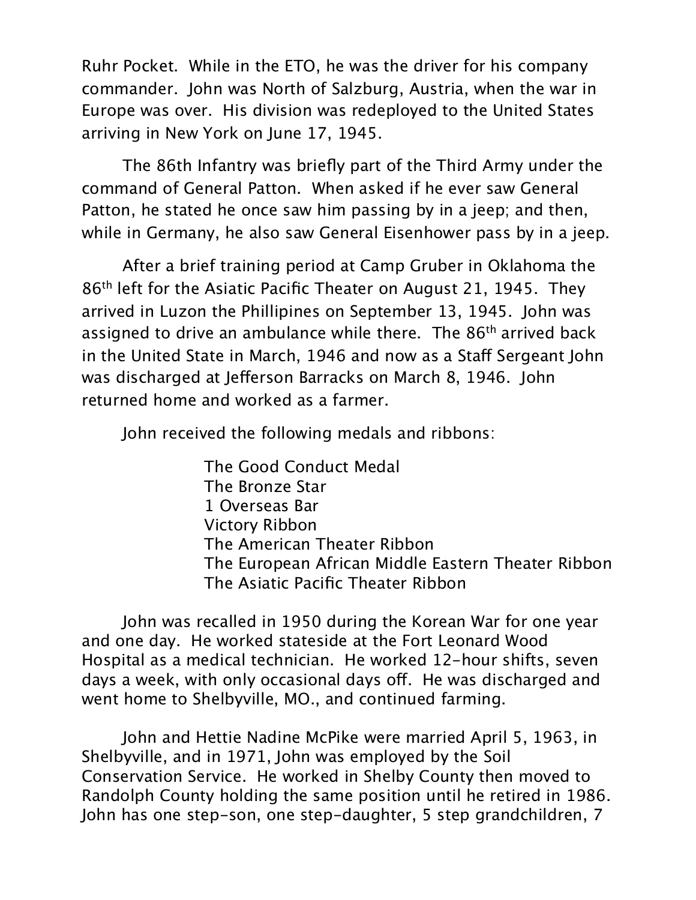Ruhr Pocket. While in the ETO, he was the driver for his company commander. John was North of Salzburg, Austria, when the war in Europe was over. His division was redeployed to the United States arriving in New York on June 17, 1945.

The 86th Infantry was briefly part of the Third Army under the command of General Patton. When asked if he ever saw General Patton, he stated he once saw him passing by in a jeep; and then, while in Germany, he also saw General Eisenhower pass by in a jeep.

After a brief training period at Camp Gruber in Oklahoma the 86th left for the Asiatic Pacific Theater on August 21, 1945. They arrived in Luzon the Phillipines on September 13, 1945. John was assigned to drive an ambulance while there. The 86th arrived back in the United State in March, 1946 and now as a Staff Sergeant John was discharged at Jefferson Barracks on March 8, 1946. John returned home and worked as a farmer.

John received the following medals and ribbons:

- The Good Conduct Medal
- The Bronze Star
- 1 Overseas Bar
- Victory Ribbon
- The American Theater Ribbon
- The European African Middle Eastern Theater Ribbon
- The Asiatic Pacific Theater Ribbon

John was recalled in 1950 during the Korean War for one year and one day. He worked stateside at the Fort Leonard Wood Hospital as a medical technician. He worked 12-hour shifts, seven days a week, with only occasional days off. He was discharged and went home to Shelbyville, MO., and continued farming.

John and Hettie Nadine McPike were married April 5, 1963, in Shelbyville, and in 1971, John was employed by the Soil Conservation Service. He worked in Shelby County then moved to Randolph County holding the same position until he retired in 1986. John has one step-son, one step-daughter, 5 step grandchildren, 7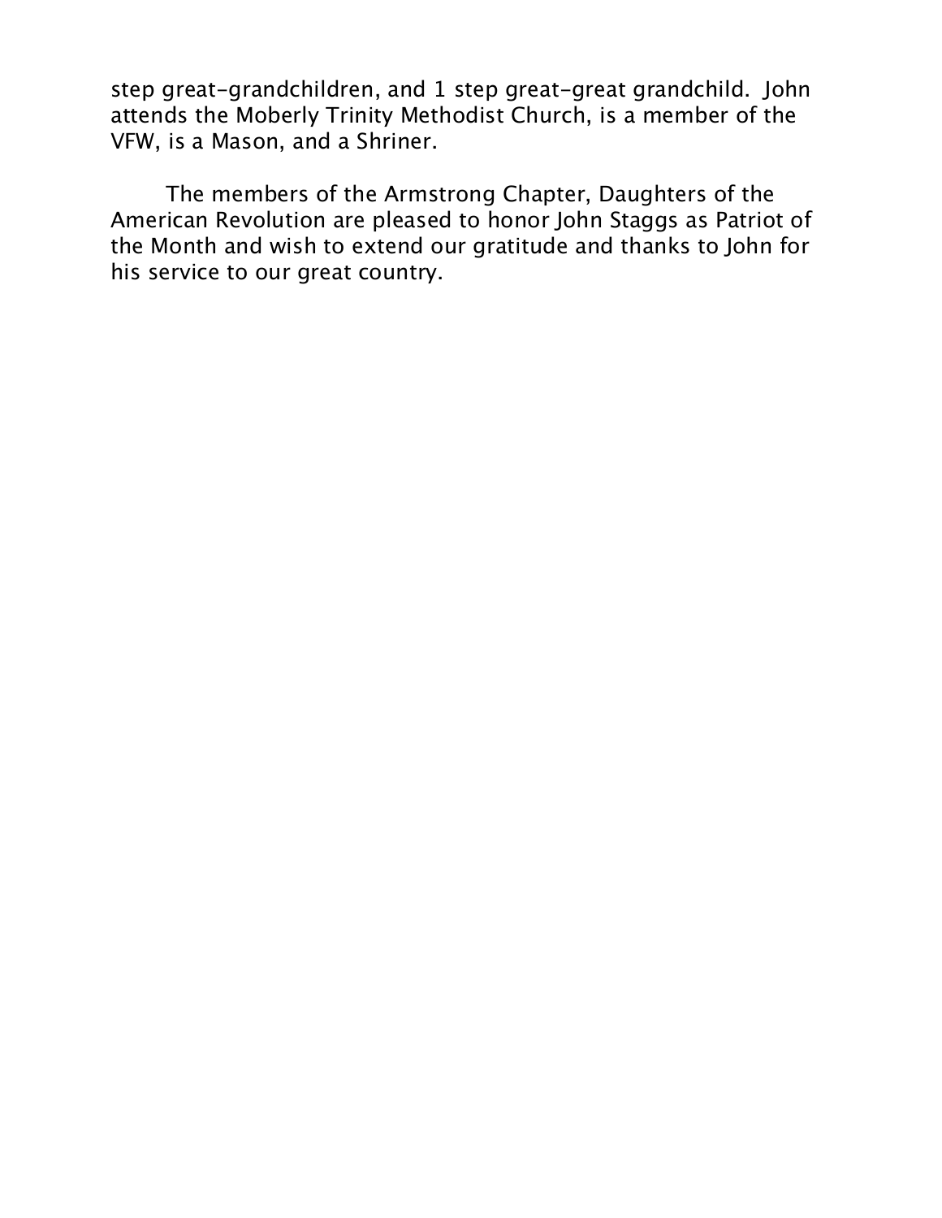step great-grandchildren, and 1 step great-great grandchild. John attends the Moberly Trinity Methodist Church, is a member of the VFW, is a Mason, and a Shriner.

The members of the Armstrong Chapter, Daughters of the American Revolution are pleased to honor John Staggs as Patriot of the Month and wish to extend our gratitude and thanks to John for his service to our great country.